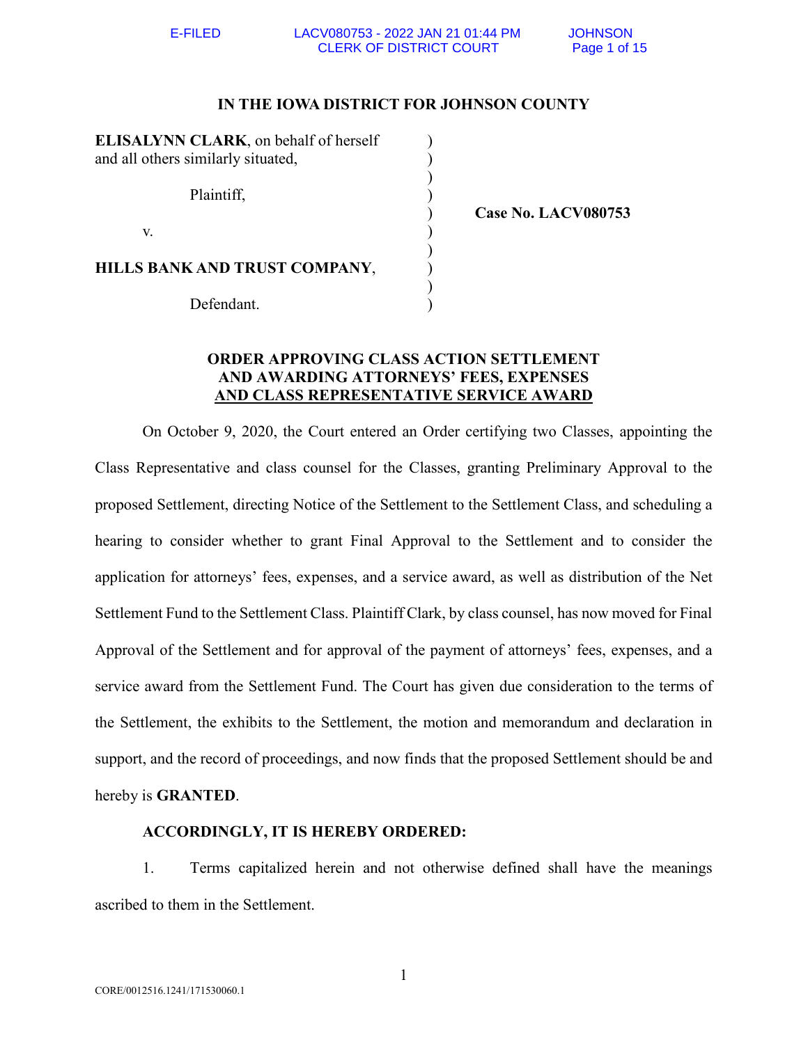**IN THE IOWA DISTRICT FOR JOHNSON COUNTY**

| | | |
|---|---|---|
| **ELISALYNN CLARK**, on behalf of herself and all others similarly situated, | ) | |
| Plaintiff, | ) | **Case No. LACV080753** |
| v. | ) | |
| **HILLS BANK AND TRUST COMPANY**, | ) | |
| Defendant. | ) | |

**ORDER APPROVING CLASS ACTION SETTLEMENT AND AWARDING ATTORNEYS' FEES, EXPENSES AND CLASS REPRESENTATIVE SERVICE AWARD**

On October 9, 2020, the Court entered an Order certifying two Classes, appointing the Class Representative and class counsel for the Classes, granting Preliminary Approval to the proposed Settlement, directing Notice of the Settlement to the Settlement Class, and scheduling a hearing to consider whether to grant Final Approval to the Settlement and to consider the application for attorneys' fees, expenses, and a service award, as well as distribution of the Net Settlement Fund to the Settlement Class. Plaintiff Clark, by class counsel, has now moved for Final Approval of the Settlement and for approval of the payment of attorneys' fees, expenses, and a service award from the Settlement Fund. The Court has given due consideration to the terms of the Settlement, the exhibits to the Settlement, the motion and memorandum and declaration in support, and the record of proceedings, and now finds that the proposed Settlement should be and hereby is **GRANTED**.

**ACCORDINGLY, IT IS HEREBY ORDERED:**

1. Terms capitalized herein and not otherwise defined shall have the meanings ascribed to them in the Settlement.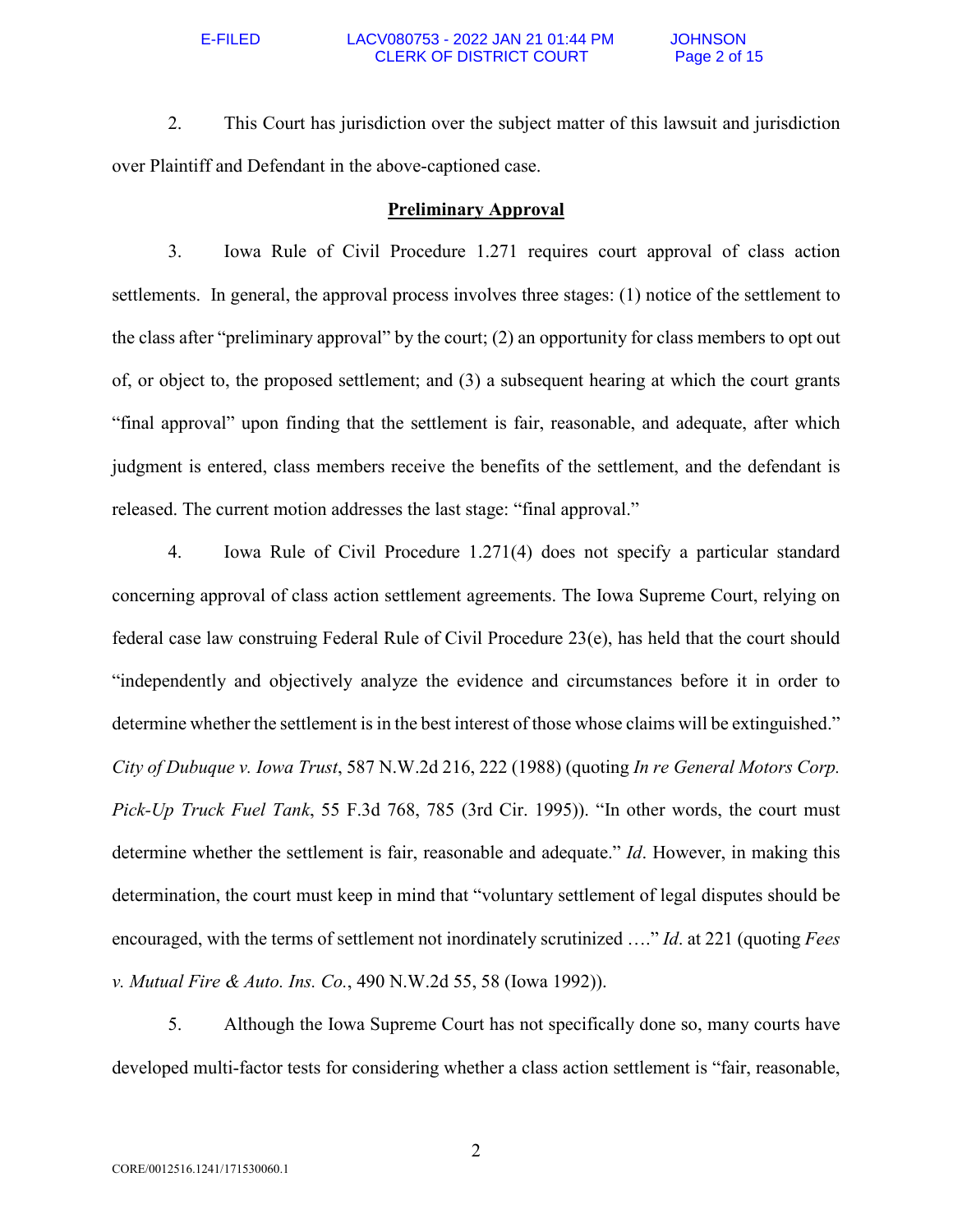2. This Court has jurisdiction over the subject matter of this lawsuit and jurisdiction over Plaintiff and Defendant in the above-captioned case.

## **Preliminary Approval**

3. Iowa Rule of Civil Procedure 1.271 requires court approval of class action settlements. In general, the approval process involves three stages: (1) notice of the settlement to the class after "preliminary approval" by the court; (2) an opportunity for class members to opt out of, or object to, the proposed settlement; and (3) a subsequent hearing at which the court grants "final approval" upon finding that the settlement is fair, reasonable, and adequate, after which judgment is entered, class members receive the benefits of the settlement, and the defendant is released. The current motion addresses the last stage: "final approval."

4. Iowa Rule of Civil Procedure 1.271(4) does not specify a particular standard concerning approval of class action settlement agreements. The Iowa Supreme Court, relying on federal case law construing Federal Rule of Civil Procedure 23(e), has held that the court should "independently and objectively analyze the evidence and circumstances before it in order to determine whether the settlement is in the best interest of those whose claims will be extinguished." *City of Dubuque v. Iowa Trust*, 587 N.W.2d 216, 222 (1988) (quoting *In re General Motors Corp. Pick-Up Truck Fuel Tank*, 55 F.3d 768, 785 (3rd Cir. 1995)). "In other words, the court must determine whether the settlement is fair, reasonable and adequate." *Id*. However, in making this determination, the court must keep in mind that "voluntary settlement of legal disputes should be encouraged, with the terms of settlement not inordinately scrutinized …." *Id*. at 221 (quoting *Fees v. Mutual Fire & Auto. Ins. Co.*, 490 N.W.2d 55, 58 (Iowa 1992)).

5. Although the Iowa Supreme Court has not specifically done so, many courts have developed multi-factor tests for considering whether a class action settlement is "fair, reasonable,

CORE/0012516.1241/171530060.1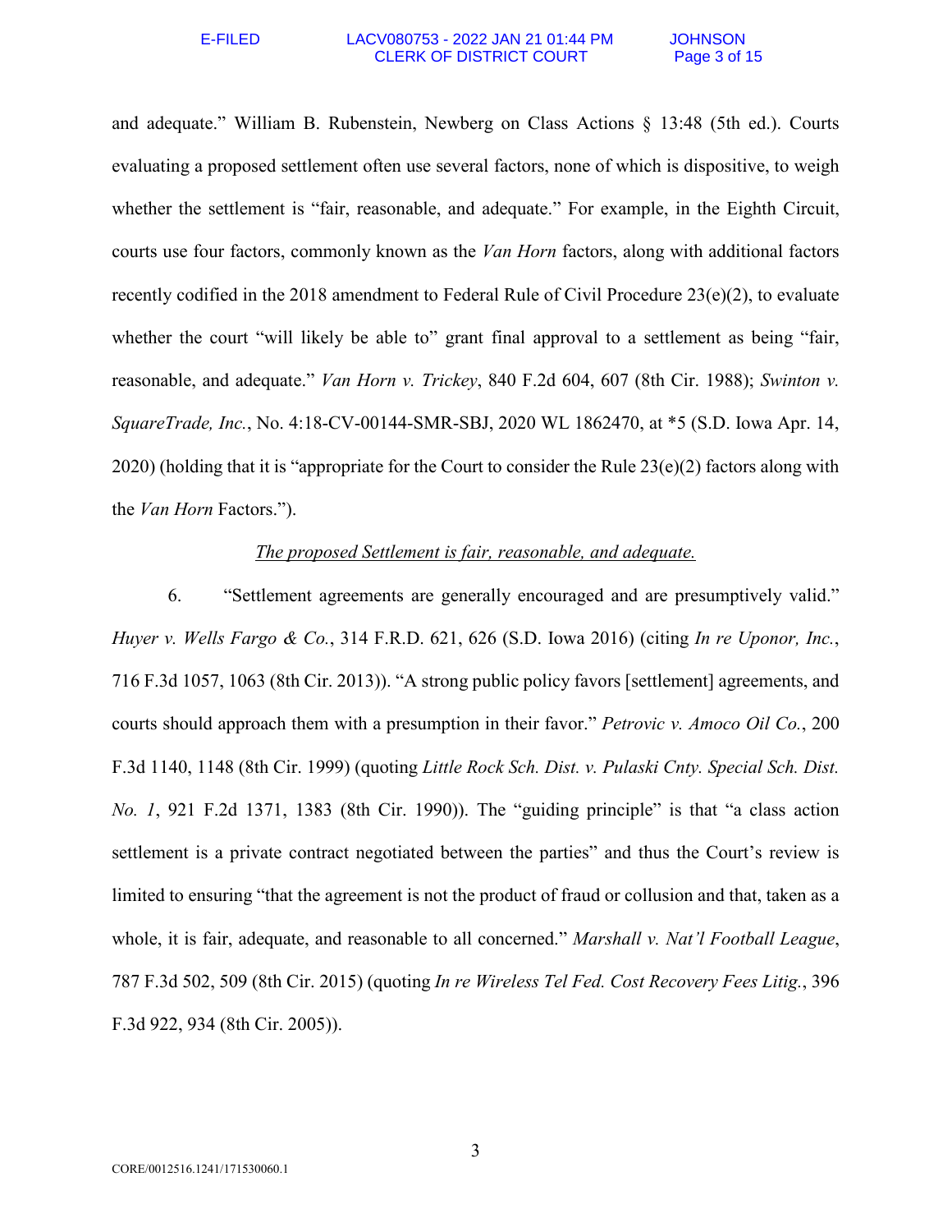and adequate." William B. Rubenstein, Newberg on Class Actions § 13:48 (5th ed.). Courts evaluating a proposed settlement often use several factors, none of which is dispositive, to weigh whether the settlement is "fair, reasonable, and adequate." For example, in the Eighth Circuit, courts use four factors, commonly known as the *Van Horn* factors, along with additional factors recently codified in the 2018 amendment to Federal Rule of Civil Procedure 23(e)(2), to evaluate whether the court "will likely be able to" grant final approval to a settlement as being "fair, reasonable, and adequate." *Van Horn v. Trickey*, 840 F.2d 604, 607 (8th Cir. 1988); *Swinton v. SquareTrade, Inc.*, No. 4:18-CV-00144-SMR-SBJ, 2020 WL 1862470, at *5 (S.D. Iowa Apr. 14, 2020) (holding that it is "appropriate for the Court to consider the Rule 23(e)(2) factors along with the *Van Horn* Factors.").

<u>*The proposed Settlement is fair, reasonable, and adequate.*</u>

6. "Settlement agreements are generally encouraged and are presumptively valid." *Huyer v. Wells Fargo & Co.*, 314 F.R.D. 621, 626 (S.D. Iowa 2016) (citing *In re Uponor, Inc.*, 716 F.3d 1057, 1063 (8th Cir. 2013)). "A strong public policy favors [settlement] agreements, and courts should approach them with a presumption in their favor." *Petrovic v. Amoco Oil Co.*, 200 F.3d 1140, 1148 (8th Cir. 1999) (quoting *Little Rock Sch. Dist. v. Pulaski Cnty. Special Sch. Dist. No. 1*, 921 F.2d 1371, 1383 (8th Cir. 1990)). The "guiding principle" is that "a class action settlement is a private contract negotiated between the parties" and thus the Court's review is limited to ensuring "that the agreement is not the product of fraud or collusion and that, taken as a whole, it is fair, adequate, and reasonable to all concerned." *Marshall v. Nat'l Football League*, 787 F.3d 502, 509 (8th Cir. 2015) (quoting *In re Wireless Tel Fed. Cost Recovery Fees Litig.*, 396 F.3d 922, 934 (8th Cir. 2005)).

CORE/0012516.1241/171530060.1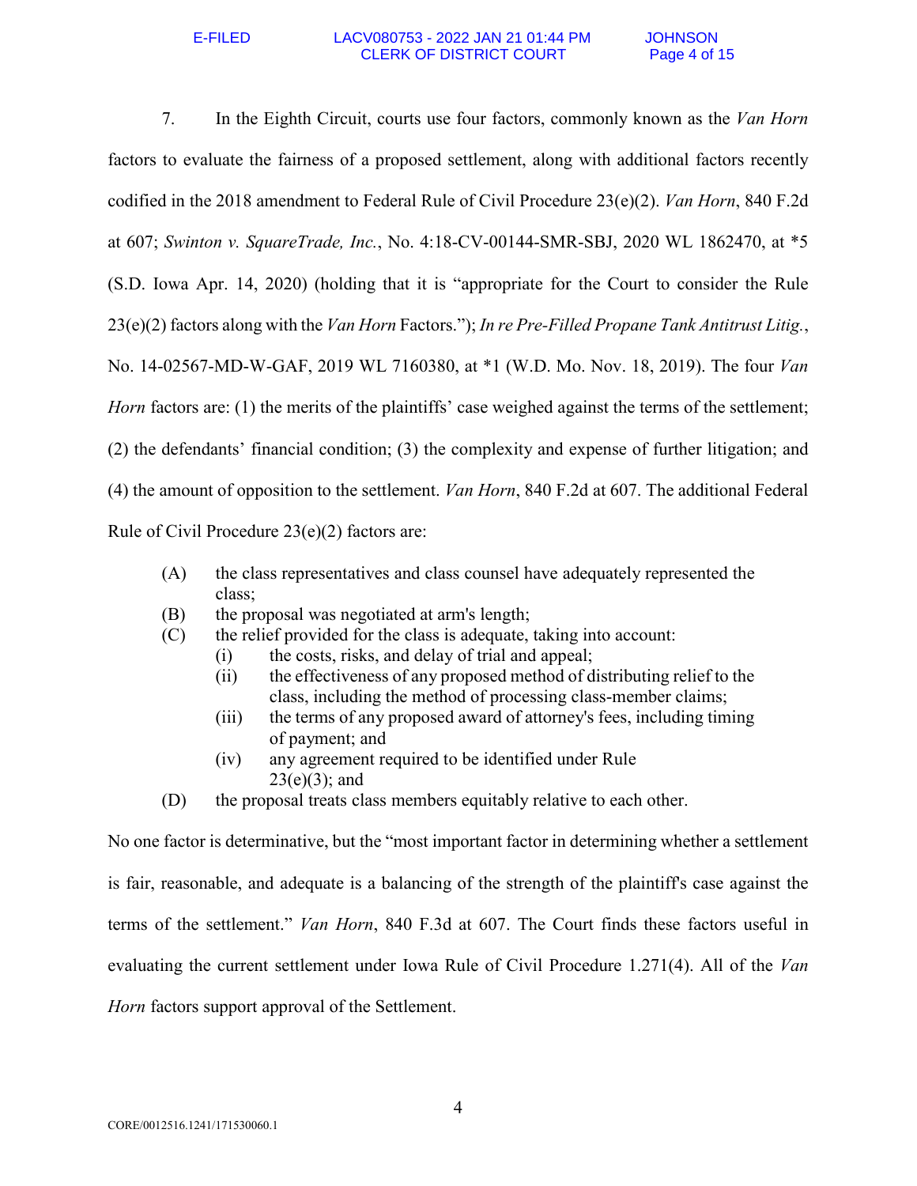7. In the Eighth Circuit, courts use four factors, commonly known as the *Van Horn* factors to evaluate the fairness of a proposed settlement, along with additional factors recently codified in the 2018 amendment to Federal Rule of Civil Procedure 23(e)(2). *Van Horn*, 840 F.2d at 607; *Swinton v. SquareTrade, Inc.*, No. 4:18-CV-00144-SMR-SBJ, 2020 WL 1862470, at *5 (S.D. Iowa Apr. 14, 2020) (holding that it is "appropriate for the Court to consider the Rule 23(e)(2) factors along with the *Van Horn* Factors."); *In re Pre-Filled Propane Tank Antitrust Litig.*, No. 14-02567-MD-W-GAF, 2019 WL 7160380, at *1 (W.D. Mo. Nov. 18, 2019). The four *Van Horn* factors are: (1) the merits of the plaintiffs' case weighed against the terms of the settlement; (2) the defendants' financial condition; (3) the complexity and expense of further litigation; and (4) the amount of opposition to the settlement. *Van Horn*, 840 F.2d at 607. The additional Federal Rule of Civil Procedure 23(e)(2) factors are:

> (A) the class representatives and class counsel have adequately represented the class;
>
> (B) the proposal was negotiated at arm's length;
>
> (C) the relief provided for the class is adequate, taking into account:
>
> > (i) the costs, risks, and delay of trial and appeal;
> >
> > (ii) the effectiveness of any proposed method of distributing relief to the class, including the method of processing class-member claims;
> >
> > (iii) the terms of any proposed award of attorney's fees, including timing of payment; and
> >
> > (iv) any agreement required to be identified under Rule 23(e)(3); and
>
> (D) the proposal treats class members equitably relative to each other.

No one factor is determinative, but the "most important factor in determining whether a settlement is fair, reasonable, and adequate is a balancing of the strength of the plaintiff's case against the terms of the settlement." *Van Horn*, 840 F.3d at 607. The Court finds these factors useful in evaluating the current settlement under Iowa Rule of Civil Procedure 1.271(4). All of the *Van Horn* factors support approval of the Settlement.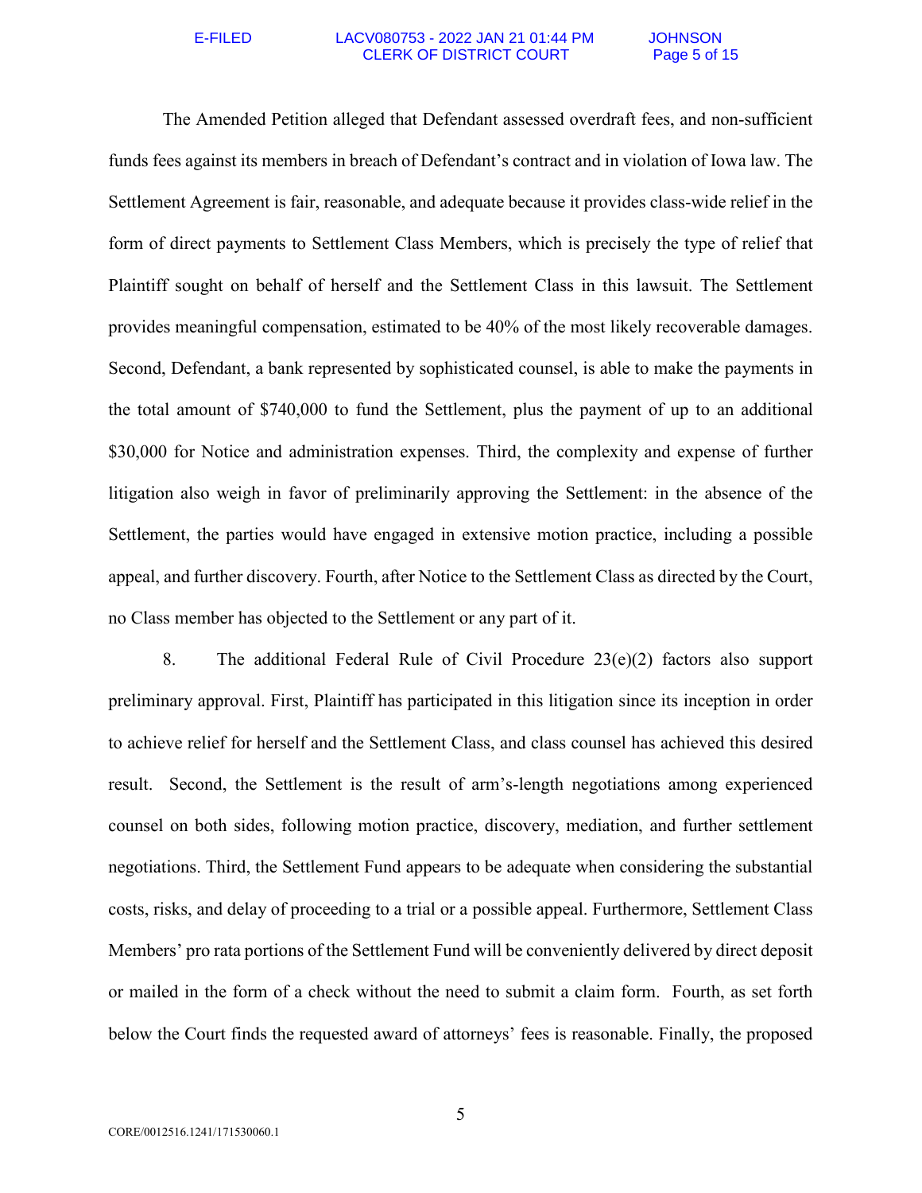The Amended Petition alleged that Defendant assessed overdraft fees, and non-sufficient funds fees against its members in breach of Defendant's contract and in violation of Iowa law. The Settlement Agreement is fair, reasonable, and adequate because it provides class-wide relief in the form of direct payments to Settlement Class Members, which is precisely the type of relief that Plaintiff sought on behalf of herself and the Settlement Class in this lawsuit. The Settlement provides meaningful compensation, estimated to be 40% of the most likely recoverable damages. Second, Defendant, a bank represented by sophisticated counsel, is able to make the payments in the total amount of $740,000 to fund the Settlement, plus the payment of up to an additional $30,000 for Notice and administration expenses. Third, the complexity and expense of further litigation also weigh in favor of preliminarily approving the Settlement: in the absence of the Settlement, the parties would have engaged in extensive motion practice, including a possible appeal, and further discovery. Fourth, after Notice to the Settlement Class as directed by the Court, no Class member has objected to the Settlement or any part of it.

8. The additional Federal Rule of Civil Procedure 23(e)(2) factors also support preliminary approval. First, Plaintiff has participated in this litigation since its inception in order to achieve relief for herself and the Settlement Class, and class counsel has achieved this desired result. Second, the Settlement is the result of arm's-length negotiations among experienced counsel on both sides, following motion practice, discovery, mediation, and further settlement negotiations. Third, the Settlement Fund appears to be adequate when considering the substantial costs, risks, and delay of proceeding to a trial or a possible appeal. Furthermore, Settlement Class Members' pro rata portions of the Settlement Fund will be conveniently delivered by direct deposit or mailed in the form of a check without the need to submit a claim form. Fourth, as set forth below the Court finds the requested award of attorneys' fees is reasonable. Finally, the proposed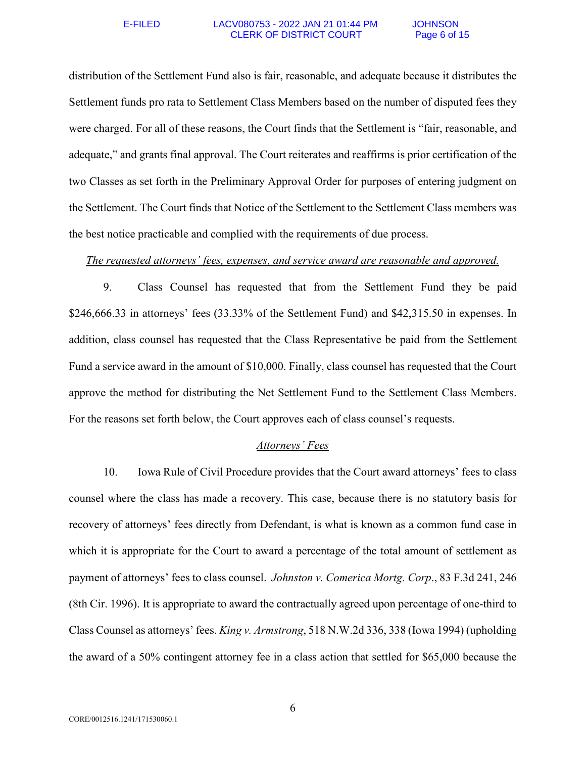distribution of the Settlement Fund also is fair, reasonable, and adequate because it distributes the Settlement funds pro rata to Settlement Class Members based on the number of disputed fees they were charged. For all of these reasons, the Court finds that the Settlement is "fair, reasonable, and adequate," and grants final approval. The Court reiterates and reaffirms is prior certification of the two Classes as set forth in the Preliminary Approval Order for purposes of entering judgment on the Settlement. The Court finds that Notice of the Settlement to the Settlement Class members was the best notice practicable and complied with the requirements of due process.

*The requested attorneys' fees, expenses, and service award are reasonable and approved.*

9. Class Counsel has requested that from the Settlement Fund they be paid $246,666.33 in attorneys' fees (33.33% of the Settlement Fund) and $42,315.50 in expenses. In addition, class counsel has requested that the Class Representative be paid from the Settlement Fund a service award in the amount of $10,000. Finally, class counsel has requested that the Court approve the method for distributing the Net Settlement Fund to the Settlement Class Members. For the reasons set forth below, the Court approves each of class counsel's requests.

*Attorneys' Fees*

10. Iowa Rule of Civil Procedure provides that the Court award attorneys' fees to class counsel where the class has made a recovery. This case, because there is no statutory basis for recovery of attorneys' fees directly from Defendant, is what is known as a common fund case in which it is appropriate for the Court to award a percentage of the total amount of settlement as payment of attorneys' fees to class counsel. *Johnston v. Comerica Mortg. Corp*., 83 F.3d 241, 246 (8th Cir. 1996). It is appropriate to award the contractually agreed upon percentage of one-third to Class Counsel as attorneys' fees. *King v. Armstrong*, 518 N.W.2d 336, 338 (Iowa 1994) (upholding the award of a 50% contingent attorney fee in a class action that settled for $65,000 because the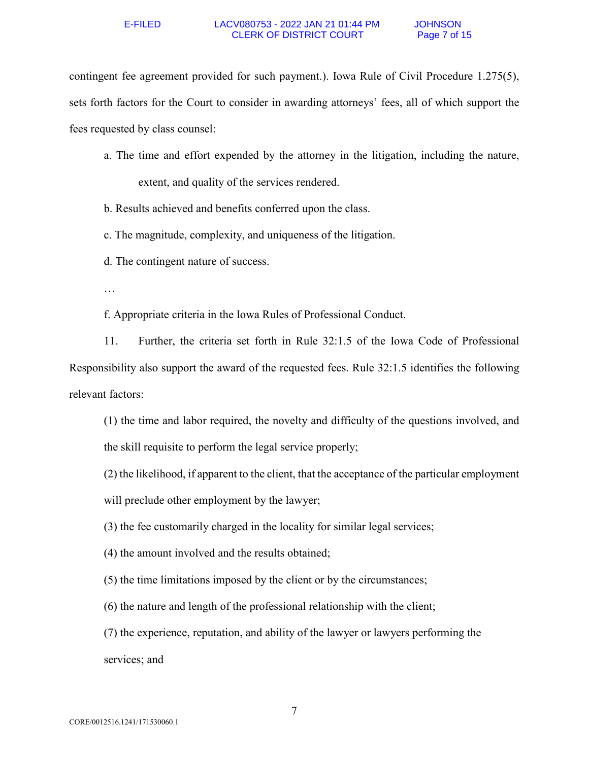contingent fee agreement provided for such payment.). Iowa Rule of Civil Procedure 1.275(5), sets forth factors for the Court to consider in awarding attorneys' fees, all of which support the fees requested by class counsel:

a. The time and effort expended by the attorney in the litigation, including the nature, extent, and quality of the services rendered.

b. Results achieved and benefits conferred upon the class.

c. The magnitude, complexity, and uniqueness of the litigation.

d. The contingent nature of success.

…

f. Appropriate criteria in the Iowa Rules of Professional Conduct.

11. Further, the criteria set forth in Rule 32:1.5 of the Iowa Code of Professional Responsibility also support the award of the requested fees. Rule 32:1.5 identifies the following relevant factors:

(1) the time and labor required, the novelty and difficulty of the questions involved, and the skill requisite to perform the legal service properly;

(2) the likelihood, if apparent to the client, that the acceptance of the particular employment will preclude other employment by the lawyer;

(3) the fee customarily charged in the locality for similar legal services;

(4) the amount involved and the results obtained;

(5) the time limitations imposed by the client or by the circumstances;

(6) the nature and length of the professional relationship with the client;

(7) the experience, reputation, and ability of the lawyer or lawyers performing the services; and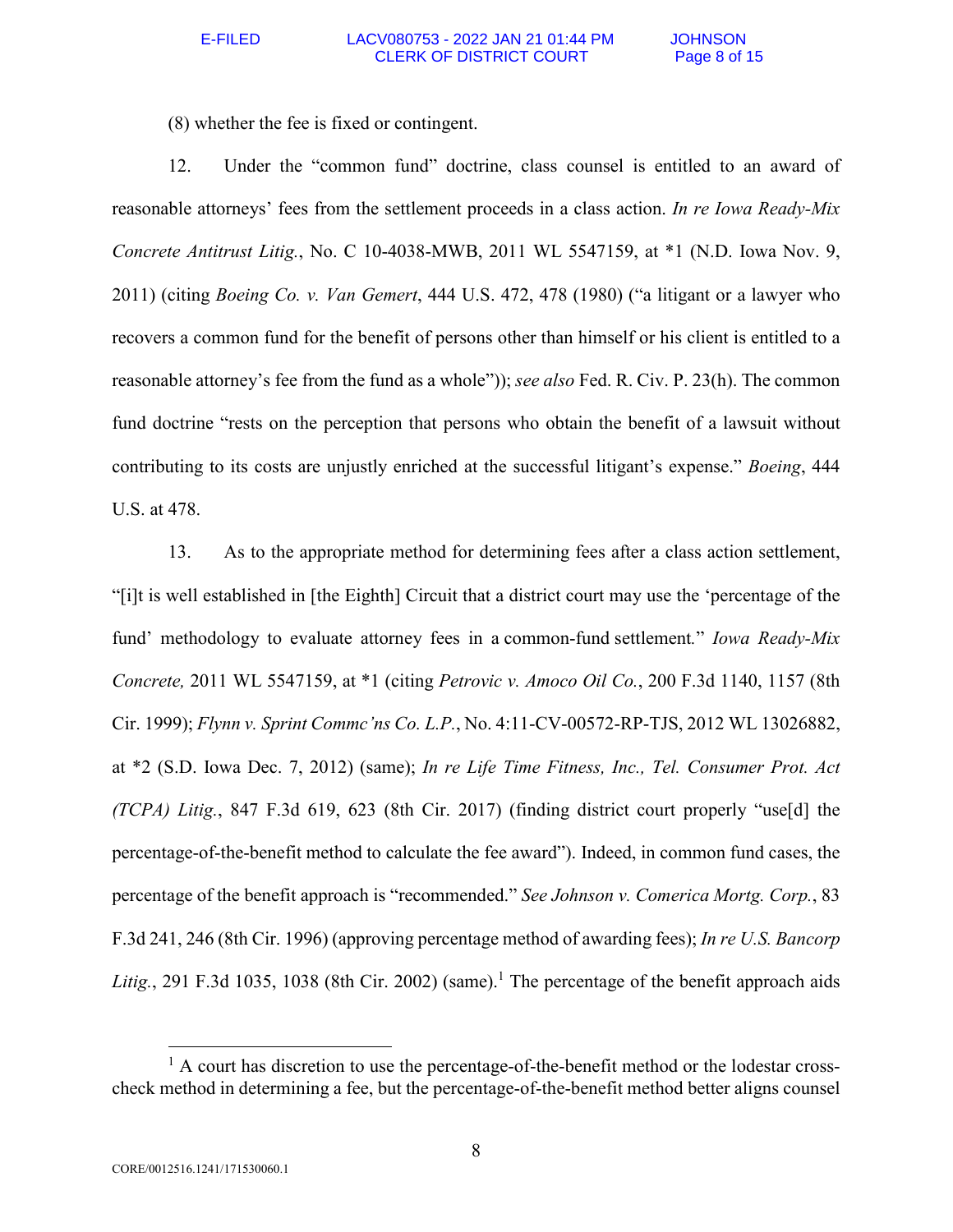(8) whether the fee is fixed or contingent.

12. Under the "common fund" doctrine, class counsel is entitled to an award of reasonable attorneys' fees from the settlement proceeds in a class action. *In re Iowa Ready-Mix Concrete Antitrust Litig.*, No. C 10-4038-MWB, 2011 WL 5547159, at *1 (N.D. Iowa Nov. 9, 2011) (citing *Boeing Co. v. Van Gemert*, 444 U.S. 472, 478 (1980) ("a litigant or a lawyer who recovers a common fund for the benefit of persons other than himself or his client is entitled to a reasonable attorney's fee from the fund as a whole")); *see also* Fed. R. Civ. P. 23(h). The common fund doctrine "rests on the perception that persons who obtain the benefit of a lawsuit without contributing to its costs are unjustly enriched at the successful litigant's expense." *Boeing*, 444 U.S. at 478.

13. As to the appropriate method for determining fees after a class action settlement, "[i]t is well established in [the Eighth] Circuit that a district court may use the 'percentage of the fund' methodology to evaluate attorney fees in a common-fund settlement." *Iowa Ready-Mix Concrete,* 2011 WL 5547159, at *1 (citing *Petrovic v. Amoco Oil Co.*, 200 F.3d 1140, 1157 (8th Cir. 1999); *Flynn v. Sprint Commc'ns Co. L.P.*, No. 4:11-CV-00572-RP-TJS, 2012 WL 13026882, at *2 (S.D. Iowa Dec. 7, 2012) (same); *In re Life Time Fitness, Inc., Tel. Consumer Prot. Act (TCPA) Litig.*, 847 F.3d 619, 623 (8th Cir. 2017) (finding district court properly "use[d] the percentage-of-the-benefit method to calculate the fee award"). Indeed, in common fund cases, the percentage of the benefit approach is "recommended." *See Johnson v. Comerica Mortg. Corp.*, 83 F.3d 241, 246 (8th Cir. 1996) (approving percentage method of awarding fees); *In re U.S. Bancorp Litig.*, 291 F.3d 1035, 1038 (8th Cir. 2002) (same).[1] The percentage of the benefit approach aids

[1] A court has discretion to use the percentage-of-the-benefit method or the lodestar cross-check method in determining a fee, but the percentage-of-the-benefit method better aligns counsel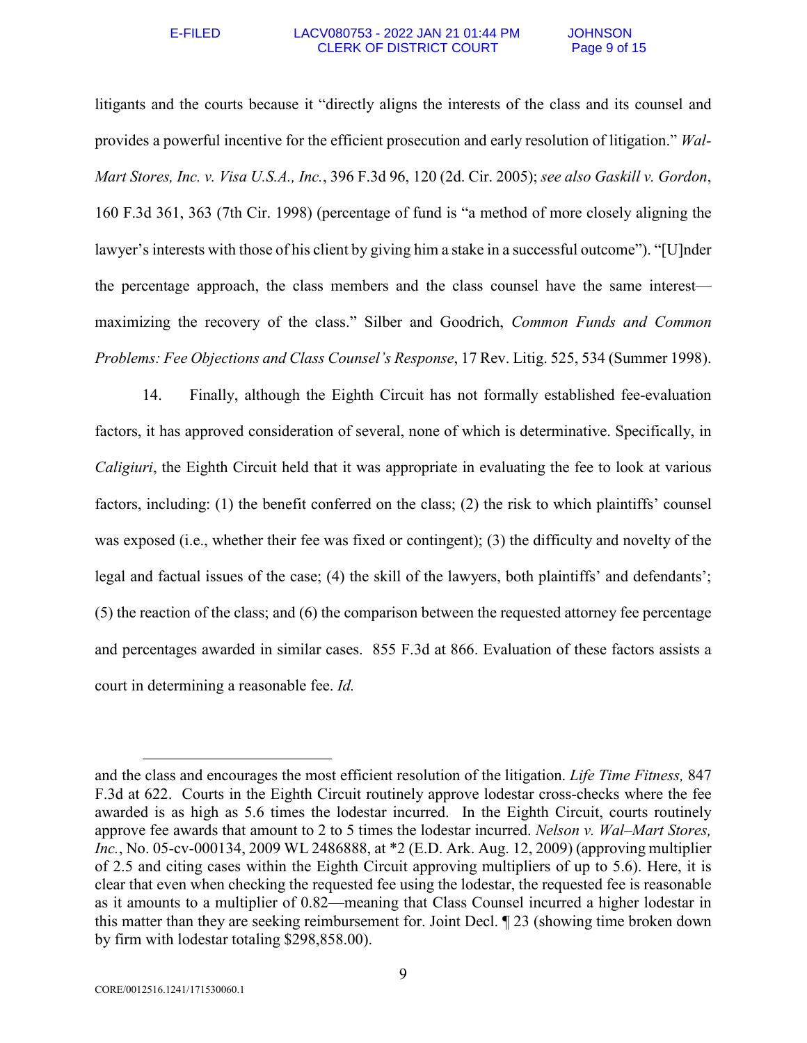litigants and the courts because it "directly aligns the interests of the class and its counsel and provides a powerful incentive for the efficient prosecution and early resolution of litigation." *Wal-Mart Stores, Inc. v. Visa U.S.A., Inc.*, 396 F.3d 96, 120 (2d. Cir. 2005); *see also Gaskill v. Gordon*, 160 F.3d 361, 363 (7th Cir. 1998) (percentage of fund is "a method of more closely aligning the lawyer's interests with those of his client by giving him a stake in a successful outcome"). "[U]nder the percentage approach, the class members and the class counsel have the same interest—maximizing the recovery of the class." Silber and Goodrich, *Common Funds and Common Problems: Fee Objections and Class Counsel's Response*, 17 Rev. Litig. 525, 534 (Summer 1998).

14. Finally, although the Eighth Circuit has not formally established fee-evaluation factors, it has approved consideration of several, none of which is determinative. Specifically, in *Caligiuri*, the Eighth Circuit held that it was appropriate in evaluating the fee to look at various factors, including: (1) the benefit conferred on the class; (2) the risk to which plaintiffs' counsel was exposed (i.e., whether their fee was fixed or contingent); (3) the difficulty and novelty of the legal and factual issues of the case; (4) the skill of the lawyers, both plaintiffs' and defendants'; (5) the reaction of the class; and (6) the comparison between the requested attorney fee percentage and percentages awarded in similar cases. 855 F.3d at 866. Evaluation of these factors assists a court in determining a reasonable fee. *Id.*

---

and the class and encourages the most efficient resolution of the litigation. *Life Time Fitness,* 847 F.3d at 622. Courts in the Eighth Circuit routinely approve lodestar cross-checks where the fee awarded is as high as 5.6 times the lodestar incurred. In the Eighth Circuit, courts routinely approve fee awards that amount to 2 to 5 times the lodestar incurred. *Nelson v. Wal–Mart Stores, Inc.*, No. 05-cv-000134, 2009 WL 2486888, at *2 (E.D. Ark. Aug. 12, 2009) (approving multiplier of 2.5 and citing cases within the Eighth Circuit approving multipliers of up to 5.6). Here, it is clear that even when checking the requested fee using the lodestar, the requested fee is reasonable as it amounts to a multiplier of 0.82—meaning that Class Counsel incurred a higher lodestar in this matter than they are seeking reimbursement for. Joint Decl. ¶ 23 (showing time broken down by firm with lodestar totaling $298,858.00).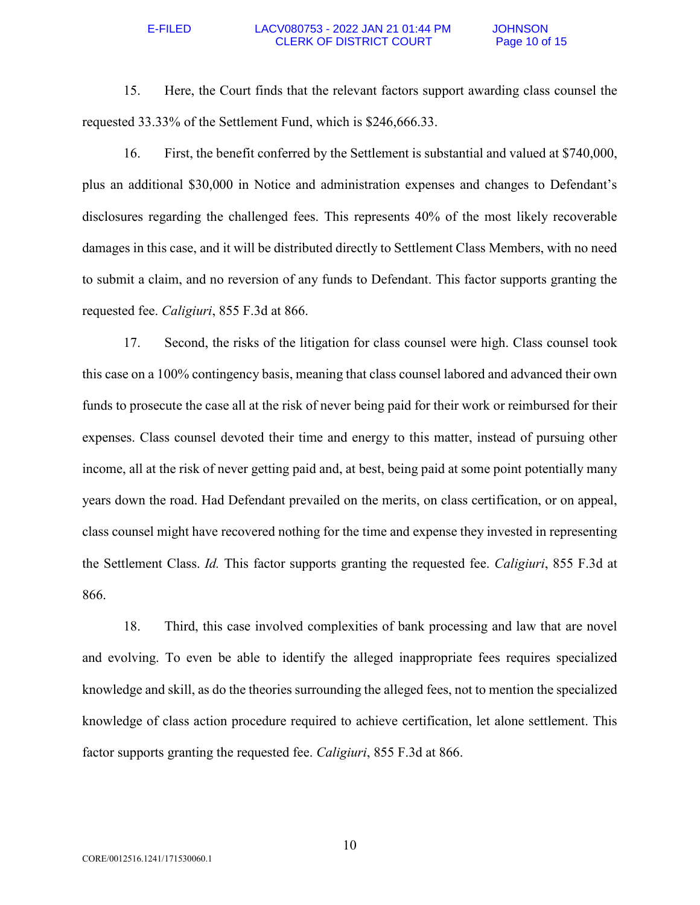15. Here, the Court finds that the relevant factors support awarding class counsel the requested 33.33% of the Settlement Fund, which is $246,666.33.

16. First, the benefit conferred by the Settlement is substantial and valued at $740,000, plus an additional $30,000 in Notice and administration expenses and changes to Defendant's disclosures regarding the challenged fees. This represents 40% of the most likely recoverable damages in this case, and it will be distributed directly to Settlement Class Members, with no need to submit a claim, and no reversion of any funds to Defendant. This factor supports granting the requested fee. *Caligiuri*, 855 F.3d at 866.

17. Second, the risks of the litigation for class counsel were high. Class counsel took this case on a 100% contingency basis, meaning that class counsel labored and advanced their own funds to prosecute the case all at the risk of never being paid for their work or reimbursed for their expenses. Class counsel devoted their time and energy to this matter, instead of pursuing other income, all at the risk of never getting paid and, at best, being paid at some point potentially many years down the road. Had Defendant prevailed on the merits, on class certification, or on appeal, class counsel might have recovered nothing for the time and expense they invested in representing the Settlement Class. *Id.* This factor supports granting the requested fee. *Caligiuri*, 855 F.3d at 866.

18. Third, this case involved complexities of bank processing and law that are novel and evolving. To even be able to identify the alleged inappropriate fees requires specialized knowledge and skill, as do the theories surrounding the alleged fees, not to mention the specialized knowledge of class action procedure required to achieve certification, let alone settlement. This factor supports granting the requested fee. *Caligiuri*, 855 F.3d at 866.

CORE/0012516.1241/171530060.1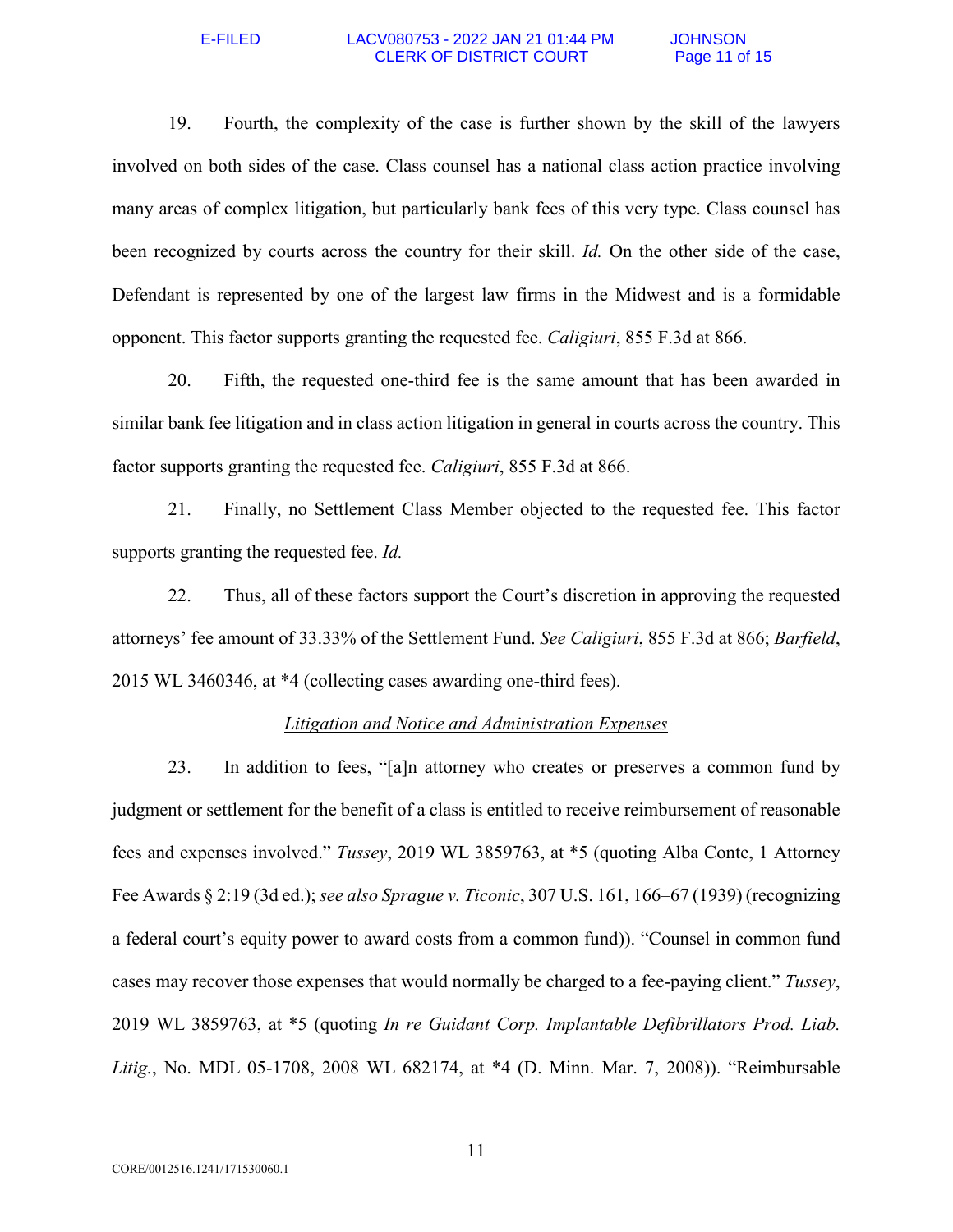19. Fourth, the complexity of the case is further shown by the skill of the lawyers involved on both sides of the case. Class counsel has a national class action practice involving many areas of complex litigation, but particularly bank fees of this very type. Class counsel has been recognized by courts across the country for their skill. *Id.* On the other side of the case, Defendant is represented by one of the largest law firms in the Midwest and is a formidable opponent. This factor supports granting the requested fee. *Caligiuri*, 855 F.3d at 866.

20. Fifth, the requested one-third fee is the same amount that has been awarded in similar bank fee litigation and in class action litigation in general in courts across the country. This factor supports granting the requested fee. *Caligiuri*, 855 F.3d at 866.

21. Finally, no Settlement Class Member objected to the requested fee. This factor supports granting the requested fee. *Id.*

22. Thus, all of these factors support the Court's discretion in approving the requested attorneys' fee amount of 33.33% of the Settlement Fund. *See Caligiuri*, 855 F.3d at 866; *Barfield*, 2015 WL 3460346, at *4 (collecting cases awarding one-third fees).

<u>*Litigation and Notice and Administration Expenses*</u>

23. In addition to fees, "[a]n attorney who creates or preserves a common fund by judgment or settlement for the benefit of a class is entitled to receive reimbursement of reasonable fees and expenses involved." *Tussey*, 2019 WL 3859763, at *5 (quoting Alba Conte, 1 Attorney Fee Awards § 2:19 (3d ed.); *see also Sprague v. Ticonic*, 307 U.S. 161, 166–67 (1939) (recognizing a federal court's equity power to award costs from a common fund)). "Counsel in common fund cases may recover those expenses that would normally be charged to a fee-paying client." *Tussey*, 2019 WL 3859763, at *5 (quoting *In re Guidant Corp. Implantable Defibrillators Prod. Liab. Litig.*, No. MDL 05-1708, 2008 WL 682174, at *4 (D. Minn. Mar. 7, 2008)). "Reimbursable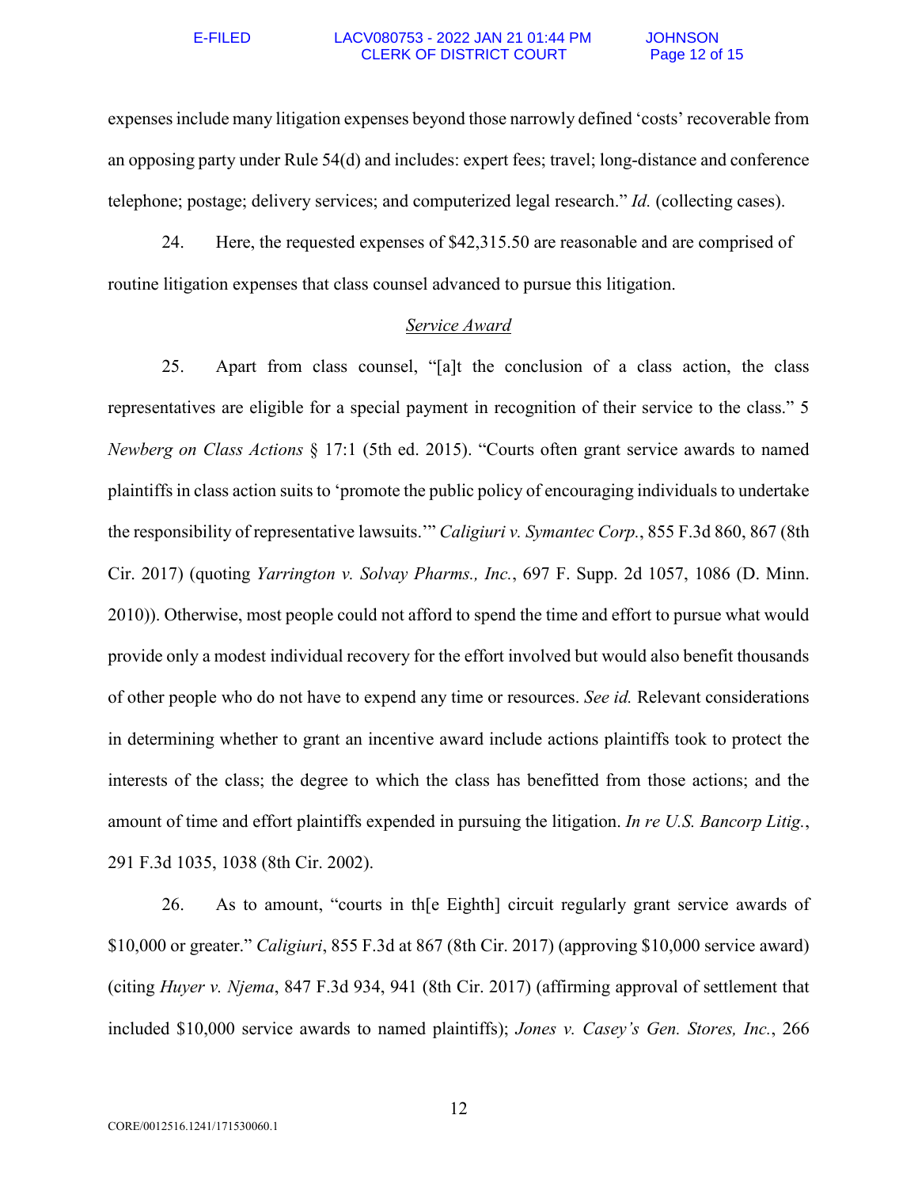expenses include many litigation expenses beyond those narrowly defined 'costs' recoverable from an opposing party under Rule 54(d) and includes: expert fees; travel; long-distance and conference telephone; postage; delivery services; and computerized legal research." *Id.* (collecting cases).

24. Here, the requested expenses of $42,315.50 are reasonable and are comprised of routine litigation expenses that class counsel advanced to pursue this litigation.

<u>*Service Award*</u>

25. Apart from class counsel, "[a]t the conclusion of a class action, the class representatives are eligible for a special payment in recognition of their service to the class." 5 *Newberg on Class Actions* § 17:1 (5th ed. 2015). "Courts often grant service awards to named plaintiffs in class action suits to 'promote the public policy of encouraging individuals to undertake the responsibility of representative lawsuits.'" *Caligiuri v. Symantec Corp.*, 855 F.3d 860, 867 (8th Cir. 2017) (quoting *Yarrington v. Solvay Pharms., Inc.*, 697 F. Supp. 2d 1057, 1086 (D. Minn. 2010)). Otherwise, most people could not afford to spend the time and effort to pursue what would provide only a modest individual recovery for the effort involved but would also benefit thousands of other people who do not have to expend any time or resources. *See id.* Relevant considerations in determining whether to grant an incentive award include actions plaintiffs took to protect the interests of the class; the degree to which the class has benefitted from those actions; and the amount of time and effort plaintiffs expended in pursuing the litigation. *In re U.S. Bancorp Litig.*, 291 F.3d 1035, 1038 (8th Cir. 2002).

26. As to amount, "courts in th[e Eighth] circuit regularly grant service awards of $10,000 or greater." *Caligiuri*, 855 F.3d at 867 (8th Cir. 2017) (approving $10,000 service award) (citing *Huyer v. Njema*, 847 F.3d 934, 941 (8th Cir. 2017) (affirming approval of settlement that included $10,000 service awards to named plaintiffs); *Jones v. Casey's Gen. Stores, Inc.*, 266

CORE/0012516.1241/171530060.1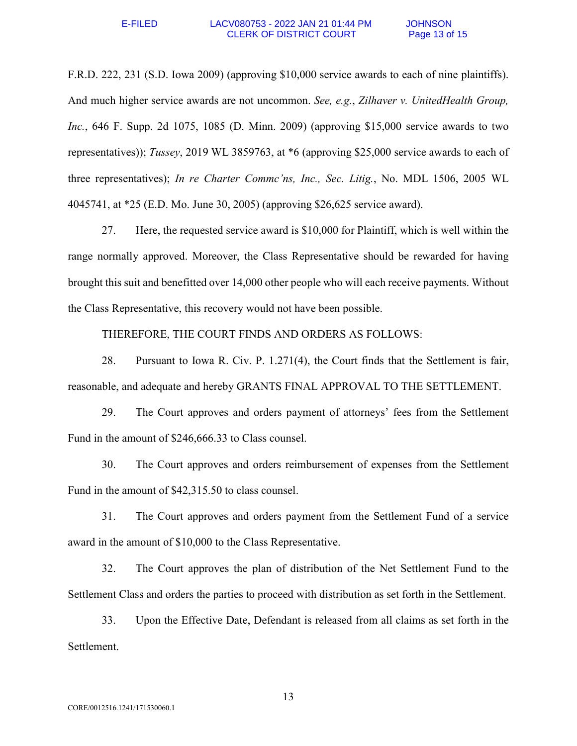F.R.D. 222, 231 (S.D. Iowa 2009) (approving $10,000 service awards to each of nine plaintiffs). And much higher service awards are not uncommon. *See, e.g.*, *Zilhaver v. UnitedHealth Group, Inc.*, 646 F. Supp. 2d 1075, 1085 (D. Minn. 2009) (approving $15,000 service awards to two representatives)); *Tussey*, 2019 WL 3859763, at *6 (approving $25,000 service awards to each of three representatives); *In re Charter Commc'ns, Inc., Sec. Litig.*, No. MDL 1506, 2005 WL 4045741, at *25 (E.D. Mo. June 30, 2005) (approving $26,625 service award).

27. Here, the requested service award is $10,000 for Plaintiff, which is well within the range normally approved. Moreover, the Class Representative should be rewarded for having brought this suit and benefitted over 14,000 other people who will each receive payments. Without the Class Representative, this recovery would not have been possible.

THEREFORE, THE COURT FINDS AND ORDERS AS FOLLOWS:

28. Pursuant to Iowa R. Civ. P. 1.271(4), the Court finds that the Settlement is fair, reasonable, and adequate and hereby GRANTS FINAL APPROVAL TO THE SETTLEMENT.

29. The Court approves and orders payment of attorneys' fees from the Settlement Fund in the amount of $246,666.33 to Class counsel.

30. The Court approves and orders reimbursement of expenses from the Settlement Fund in the amount of $42,315.50 to class counsel.

31. The Court approves and orders payment from the Settlement Fund of a service award in the amount of $10,000 to the Class Representative.

32. The Court approves the plan of distribution of the Net Settlement Fund to the Settlement Class and orders the parties to proceed with distribution as set forth in the Settlement.

33. Upon the Effective Date, Defendant is released from all claims as set forth in the Settlement.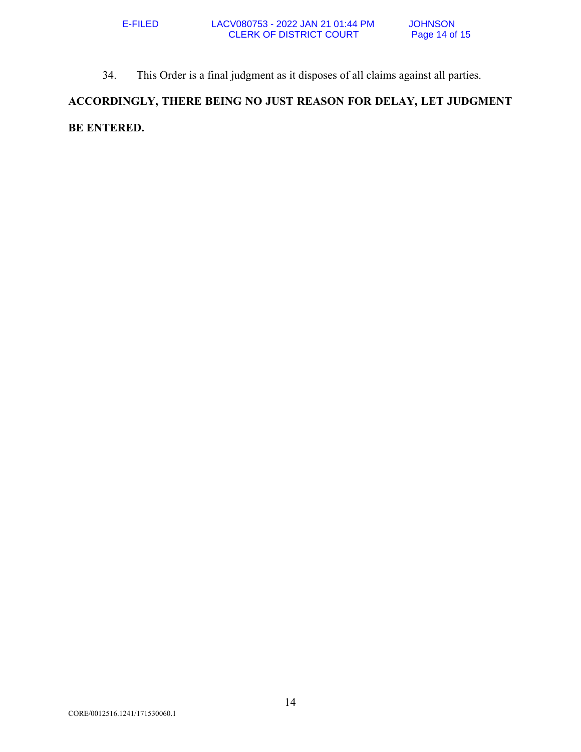34. This Order is a final judgment as it disposes of all claims against all parties.

**ACCORDINGLY, THERE BEING NO JUST REASON FOR DELAY, LET JUDGMENT BE ENTERED.**

CORE/0012516.1241/171530060.1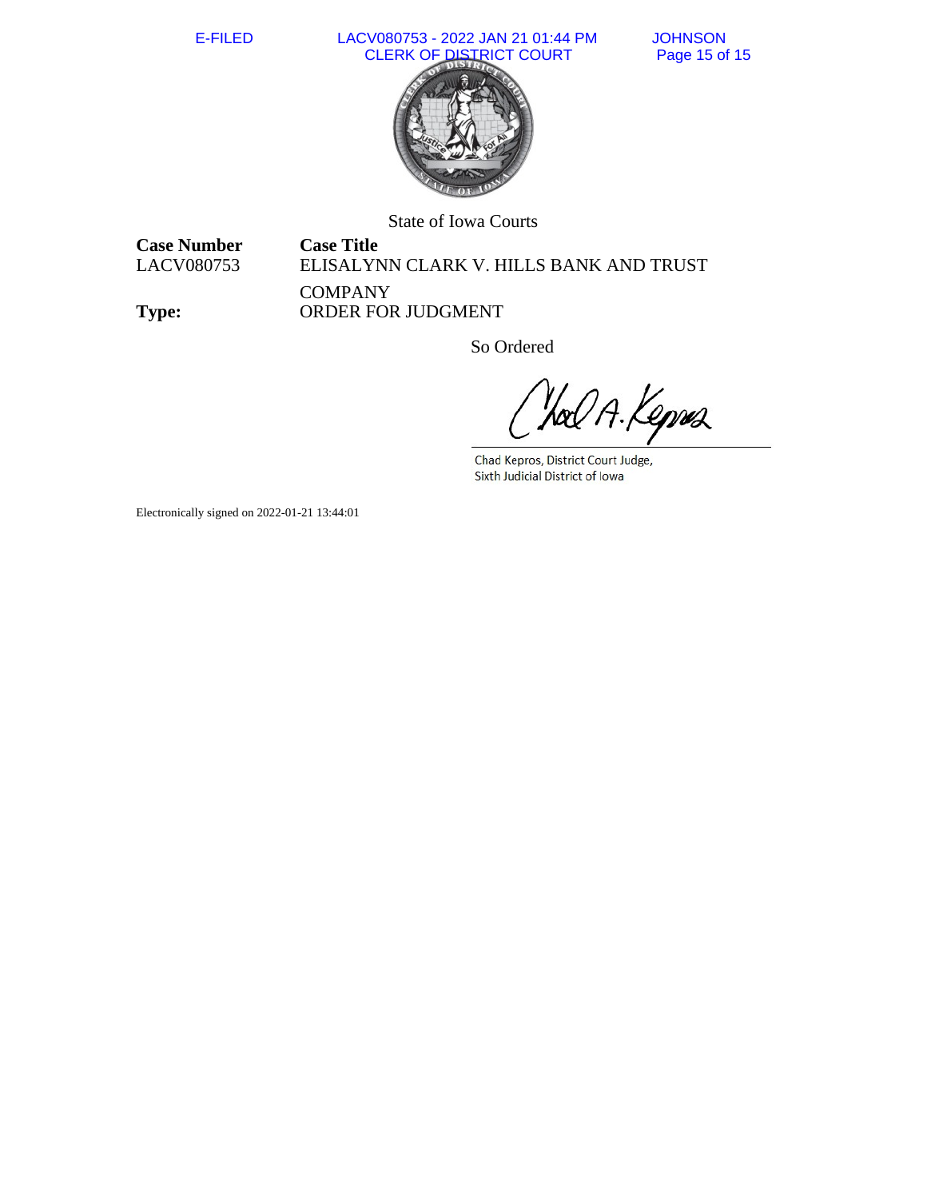State of Iowa Courts

| | |
|---|---|
| **Case Number** | **Case Title** |
| LACV080753 | ELISALYNN CLARK V. HILLS BANK AND TRUST COMPANY |
| **Type:** | ORDER FOR JUDGMENT |

So Ordered

Chad Kepros, District Court Judge,
Sixth Judicial District of Iowa

Electronically signed on 2022-01-21 13:44:01